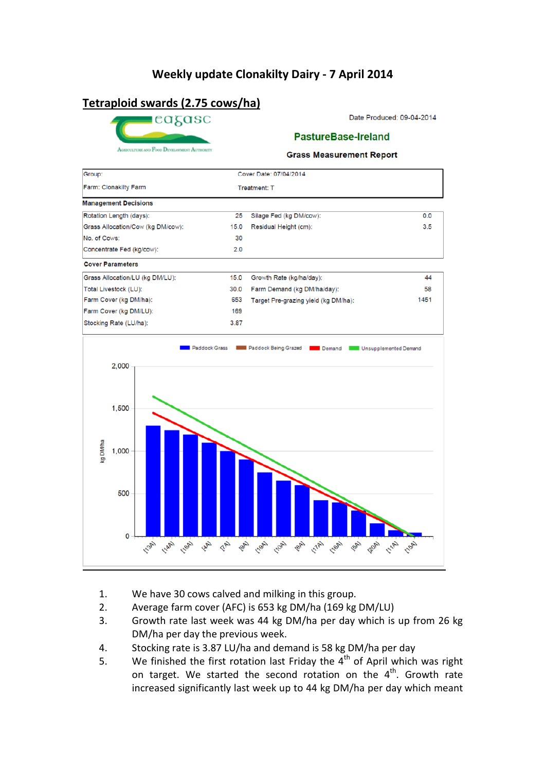# Weekly update Clonakilty Dairy - 7 April 2014

## Tetraploid swards (2.75 cows/ha)

Date Produced: 09-04-2014

**PastureBase-Ireland**

**Grass Measurement Report**

| Group: | Cover Date: 07/04/2014 |
|---|---|
| Farm: Clonakilty Farm | Treatment: T |

**Management Decisions**

| | | | |
|---|---|---|---|
| Rotation Length (days): | 25 | Silage Fed (kg DM/cow): | 0.0 |
| Grass Allocation/Cow (kg DM/cow): | 15.0 | Residual Height (cm): | 3.5 |
| No. of Cows: | 30 | | |
| Concentrate Fed (kg/cow): | 2.0 | | |

**Cover Parameters**

| | | | |
|---|---|---|---|
| Grass Allocation/LU (kg DM/LU): | 15.0 | Growth Rate (kg/ha/day): | 44 |
| Total Livestock (LU): | 30.0 | Farm Demand (kg DM/ha/day): | 58 |
| Farm Cover (kg DM/ha): | 653 | Target Pre-grazing yield (kg DM/ha): | 1451 |
| Farm Cover (kg DM/LU): | 169 | | |
| Stocking Rate (LU/ha): | 3.87 | | |

1. We have 30 cows calved and milking in this group.
2. Average farm cover (AFC) is 653 kg DM/ha (169 kg DM/LU)
3. Growth rate last week was 44 kg DM/ha per day which is up from 26 kg DM/ha per day the previous week.
4. Stocking rate is 3.87 LU/ha and demand is 58 kg DM/ha per day
5. We finished the first rotation last Friday the 4th of April which was right on target. We started the second rotation on the 4th. Growth rate increased significantly last week up to 44 kg DM/ha per day which meant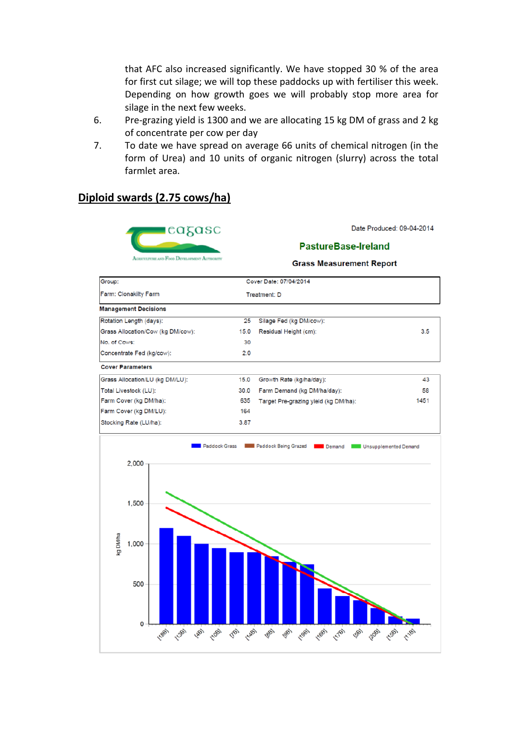that AFC also increased significantly. We have stopped 30 % of the area for first cut silage; we will top these paddocks up with fertiliser this week. Depending on how growth goes we will probably stop more area for silage in the next few weeks.

6. Pre-grazing yield is 1300 and we are allocating 15 kg DM of grass and 2 kg of concentrate per cow per day
7. To date we have spread on average 66 units of chemical nitrogen (in the form of Urea) and 10 units of organic nitrogen (slurry) across the total farmlet area.

## Diploid swards (2.75 cows/ha)

Teagasc — Agriculture and Food Development Authority

Date Produced: 09-04-2014

**PastureBase-Ireland**

**Grass Measurement Report**

| Group: | Cover Date: 07/04/2014 |
|---|---|
| Farm: Clonakilty Farm | Treatment: D |

**Management Decisions**

| | | | |
|---|---|---|---|
| Rotation Length (days): | 25 | Silage Fed (kg DM/cow): | |
| Grass Allocation/Cow (kg DM/cow): | 15.0 | Residual Height (cm): | 3.5 |
| No. of Cows: | 30 | | |
| Concentrate Fed (kg/cow): | 2.0 | | |

**Cover Parameters**

| | | | |
|---|---|---|---|
| Grass Allocation/LU (kg DM/LU): | 15.0 | Growth Rate (kg/ha/day): | 43 |
| Total Livestock (LU): | 30.0 | Farm Demand (kg DM/ha/day): | 58 |
| Farm Cover (kg DM/ha): | 635 | Target Pre-grazing yield (kg DM/ha): | 1451 |
| Farm Cover (kg DM/LU): | 164 | | |
| Stocking Rate (LU/ha): | 3.87 | | |

Legend: Paddock Grass, Paddock Being Grazed, Demand, Unsupplemented Demand

Y-axis: kg DM/ha (0, 500, 1,000, 1,500, 2,000)

X-axis paddocks: [18B], [13B], [4B], [10B], [7B], [14B], [8B], [9B], [19B], [16B], [17B], [5B], [20B], [15B], [11B]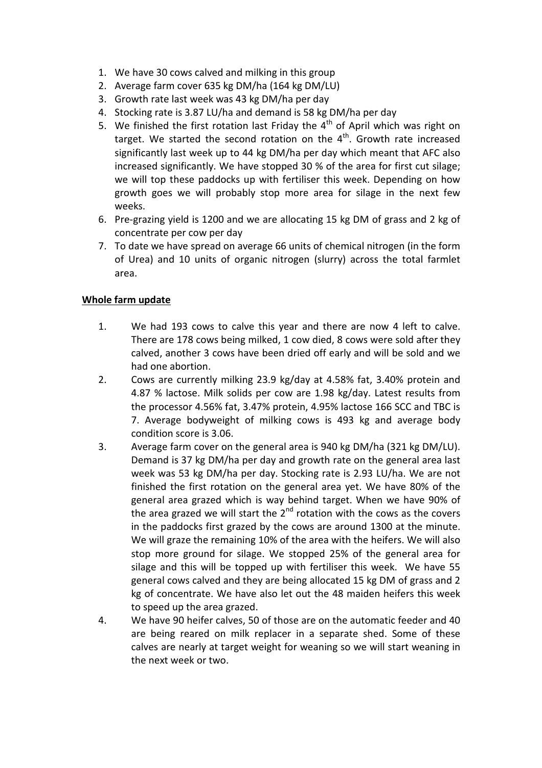1. We have 30 cows calved and milking in this group
2. Average farm cover 635 kg DM/ha (164 kg DM/LU)
3. Growth rate last week was 43 kg DM/ha per day
4. Stocking rate is 3.87 LU/ha and demand is 58 kg DM/ha per day
5. We finished the first rotation last Friday the 4th of April which was right on target. We started the second rotation on the 4th. Growth rate increased significantly last week up to 44 kg DM/ha per day which meant that AFC also increased significantly. We have stopped 30 % of the area for first cut silage; we will top these paddocks up with fertiliser this week. Depending on how growth goes we will probably stop more area for silage in the next few weeks.
6. Pre-grazing yield is 1200 and we are allocating 15 kg DM of grass and 2 kg of concentrate per cow per day
7. To date we have spread on average 66 units of chemical nitrogen (in the form of Urea) and 10 units of organic nitrogen (slurry) across the total farmlet area.

**Whole farm update**

1. We had 193 cows to calve this year and there are now 4 left to calve. There are 178 cows being milked, 1 cow died, 8 cows were sold after they calved, another 3 cows have been dried off early and will be sold and we had one abortion.
2. Cows are currently milking 23.9 kg/day at 4.58% fat, 3.40% protein and 4.87 % lactose. Milk solids per cow are 1.98 kg/day. Latest results from the processor 4.56% fat, 3.47% protein, 4.95% lactose 166 SCC and TBC is 7. Average bodyweight of milking cows is 493 kg and average body condition score is 3.06.
3. Average farm cover on the general area is 940 kg DM/ha (321 kg DM/LU). Demand is 37 kg DM/ha per day and growth rate on the general area last week was 53 kg DM/ha per day. Stocking rate is 2.93 LU/ha. We are not finished the first rotation on the general area yet. We have 80% of the general area grazed which is way behind target. When we have 90% of the area grazed we will start the 2nd rotation with the cows as the covers in the paddocks first grazed by the cows are around 1300 at the minute. We will graze the remaining 10% of the area with the heifers. We will also stop more ground for silage. We stopped 25% of the general area for silage and this will be topped up with fertiliser this week. We have 55 general cows calved and they are being allocated 15 kg DM of grass and 2 kg of concentrate. We have also let out the 48 maiden heifers this week to speed up the area grazed.
4. We have 90 heifer calves, 50 of those are on the automatic feeder and 40 are being reared on milk replacer in a separate shed. Some of these calves are nearly at target weight for weaning so we will start weaning in the next week or two.